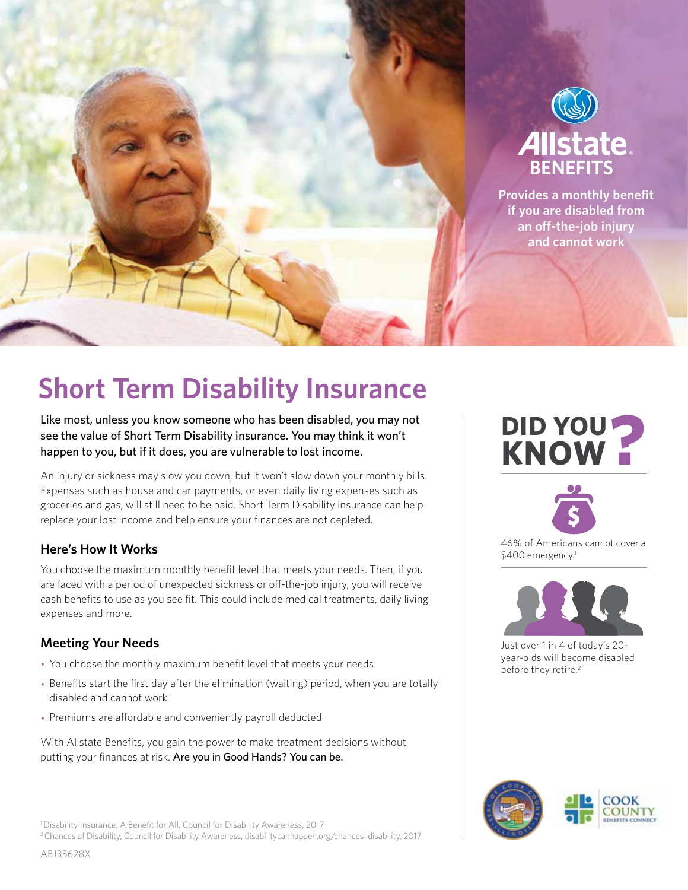Allstate BENEFITS

**Provides a monthly benefit if you are disabled from an off-the-job injury and cannot work**

# Short Term Disability Insurance

**Like most, unless you know someone who has been disabled, you may not see the value of Short Term Disability insurance. You may think it won't happen to you, but if it does, you are vulnerable to lost income.**

An injury or sickness may slow you down, but it won't slow down your monthly bills. Expenses such as house and car payments, or even daily living expenses such as groceries and gas, will still need to be paid. Short Term Disability insurance can help replace your lost income and help ensure your finances are not depleted.

### Here's How It Works

You choose the maximum monthly benefit level that meets your needs. Then, if you are faced with a period of unexpected sickness or off-the-job injury, you will receive cash benefits to use as you see fit. This could include medical treatments, daily living expenses and more.

### Meeting Your Needs

- You choose the monthly maximum benefit level that meets your needs
- Benefits start the first day after the elimination (waiting) period, when you are totally disabled and cannot work
- Premiums are affordable and conveniently payroll deducted

With Allstate Benefits, you gain the power to make treatment decisions without putting your finances at risk. **Are you in Good Hands? You can be.**

## DID YOU KNOW?

46% of Americans cannot cover a $400 emergency.[1]

Just over 1 in 4 of today's 20-year-olds will become disabled before they retire.[2]

COOK COUNTY BENEFITS CONNECT

[1] Disability Insurance: A Benefit for All, Council for Disability Awareness, 2017

[2] Chances of Disability, Council for Disability Awareness, disabilitycanhappen.org/chances_disability, 2017

ABJ35628X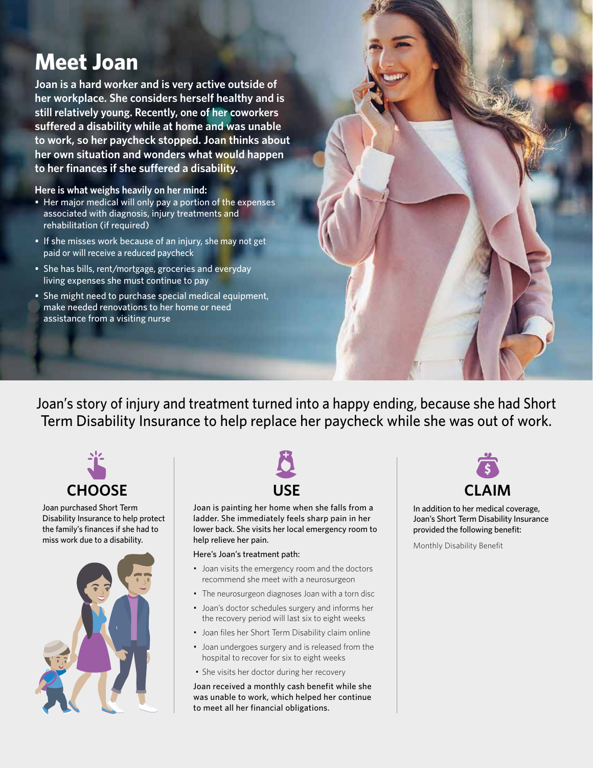# Meet Joan

**Joan is a hard worker and is very active outside of her workplace. She considers herself healthy and is still relatively young. Recently, one of her coworkers suffered a disability while at home and was unable to work, so her paycheck stopped. Joan thinks about her own situation and wonders what would happen to her finances if she suffered a disability.**

**Here is what weighs heavily on her mind:**

- Her major medical will only pay a portion of the expenses associated with diagnosis, injury treatments and rehabilitation (if required)
- If she misses work because of an injury, she may not get paid or will receive a reduced paycheck
- She has bills, rent/mortgage, groceries and everyday living expenses she must continue to pay
- She might need to purchase special medical equipment, make needed renovations to her home or need assistance from a visiting nurse

Joan's story of injury and treatment turned into a happy ending, because she had Short Term Disability Insurance to help replace her paycheck while she was out of work.

## CHOOSE

Joan purchased Short Term Disability Insurance to help protect the family's finances if she had to miss work due to a disability.

## USE

Joan is painting her home when she falls from a ladder. She immediately feels sharp pain in her lower back. She visits her local emergency room to help relieve her pain.

Here's Joan's treatment path:

- Joan visits the emergency room and the doctors recommend she meet with a neurosurgeon
- The neurosurgeon diagnoses Joan with a torn disc
- Joan's doctor schedules surgery and informs her the recovery period will last six to eight weeks
- Joan files her Short Term Disability claim online
- Joan undergoes surgery and is released from the hospital to recover for six to eight weeks
- She visits her doctor during her recovery

Joan received a monthly cash benefit while she was unable to work, which helped her continue to meet all her financial obligations.

## CLAIM

In addition to her medical coverage, Joan's Short Term Disability Insurance provided the following benefit:

Monthly Disability Benefit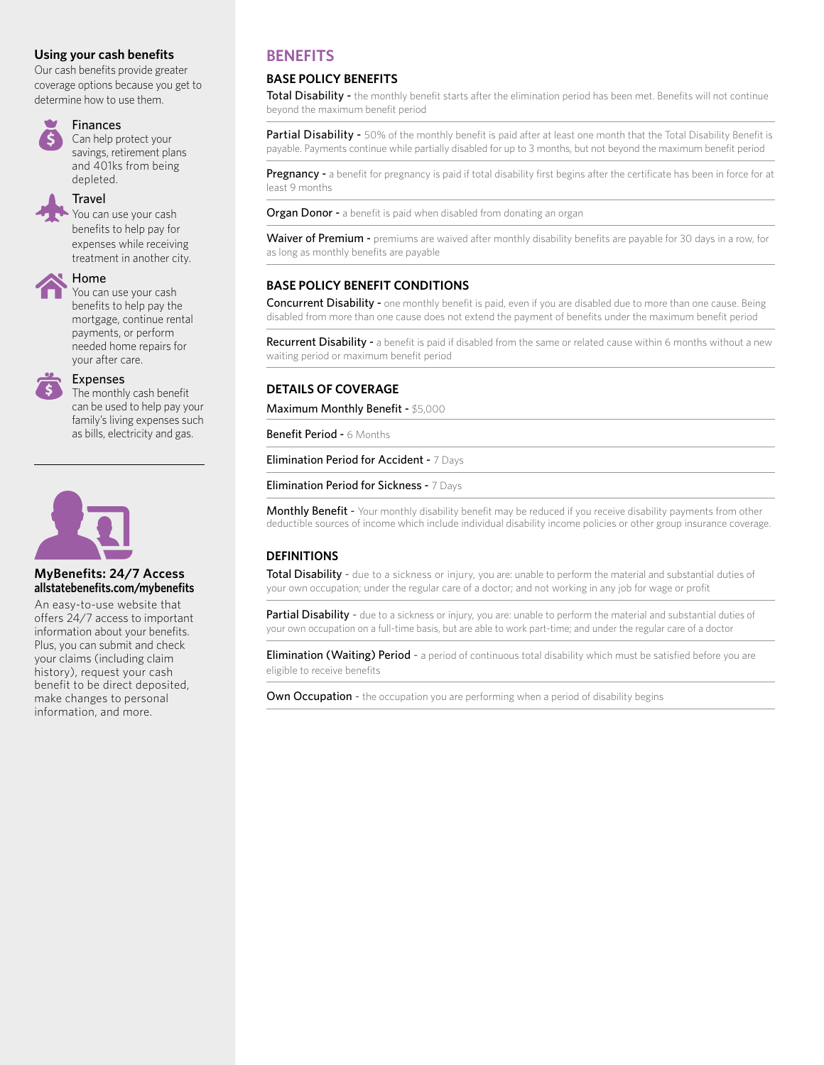## Using your cash benefits

Our cash benefits provide greater coverage options because you get to determine how to use them.

**Finances**
Can help protect your savings, retirement plans and 401ks from being depleted.

**Travel**
You can use your cash benefits to help pay for expenses while receiving treatment in another city.

**Home**
You can use your cash benefits to help pay the mortgage, continue rental payments, or perform needed home repairs for your after care.

**Expenses**
The monthly cash benefit can be used to help pay your family's living expenses such as bills, electricity and gas.

---

## MyBenefits: 24/7 Access

**allstatebenefits.com/mybenefits**

An easy-to-use website that offers 24/7 access to important information about your benefits. Plus, you can submit and check your claims (including claim history), request your cash benefit to be direct deposited, make changes to personal information, and more.

# BENEFITS

## BASE POLICY BENEFITS

**Total Disability -** the monthly benefit starts after the elimination period has been met. Benefits will not continue beyond the maximum benefit period

**Partial Disability -** 50% of the monthly benefit is paid after at least one month that the Total Disability Benefit is payable. Payments continue while partially disabled for up to 3 months, but not beyond the maximum benefit period

**Pregnancy -** a benefit for pregnancy is paid if total disability first begins after the certificate has been in force for at least 9 months

**Organ Donor -** a benefit is paid when disabled from donating an organ

**Waiver of Premium -** premiums are waived after monthly disability benefits are payable for 30 days in a row, for as long as monthly benefits are payable

## BASE POLICY BENEFIT CONDITIONS

**Concurrent Disability -** one monthly benefit is paid, even if you are disabled due to more than one cause. Being disabled from more than one cause does not extend the payment of benefits under the maximum benefit period

**Recurrent Disability -** a benefit is paid if disabled from the same or related cause within 6 months without a new waiting period or maximum benefit period

## DETAILS OF COVERAGE

**Maximum Monthly Benefit -** $5,000

**Benefit Period -** 6 Months

**Elimination Period for Accident -** 7 Days

**Elimination Period for Sickness -** 7 Days

**Monthly Benefit -** Your monthly disability benefit may be reduced if you receive disability payments from other deductible sources of income which include individual disability income policies or other group insurance coverage.

## DEFINITIONS

**Total Disability** - due to a sickness or injury, you are: unable to perform the material and substantial duties of your own occupation; under the regular care of a doctor; and not working in any job for wage or profit

**Partial Disability** - due to a sickness or injury, you are: unable to perform the material and substantial duties of your own occupation on a full-time basis, but are able to work part-time; and under the regular care of a doctor

**Elimination (Waiting) Period** - a period of continuous total disability which must be satisfied before you are eligible to receive benefits

**Own Occupation** - the occupation you are performing when a period of disability begins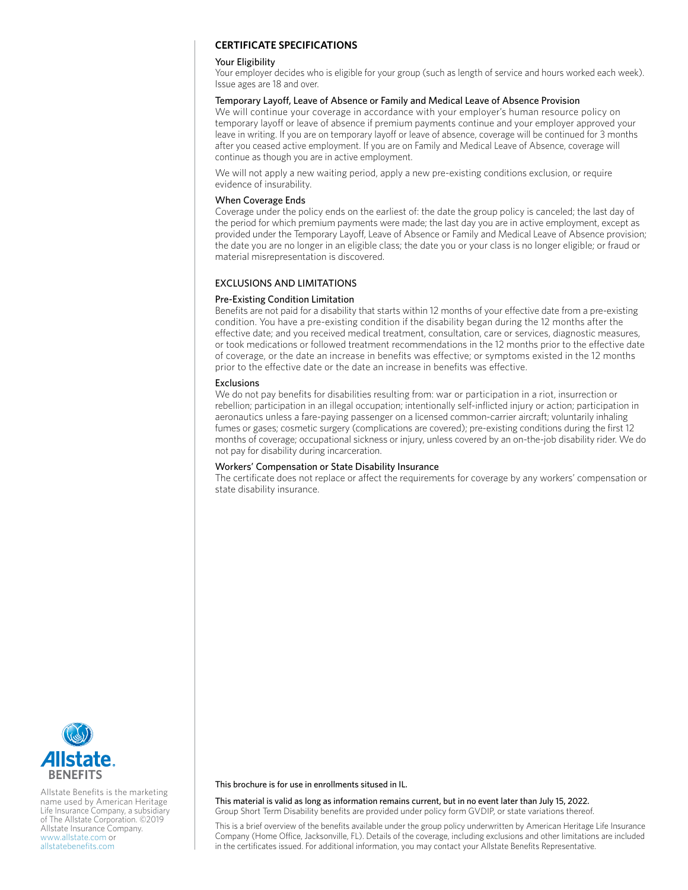## CERTIFICATE SPECIFICATIONS

### Your Eligibility

Your employer decides who is eligible for your group (such as length of service and hours worked each week). Issue ages are 18 and over.

### Temporary Layoff, Leave of Absence or Family and Medical Leave of Absence Provision

We will continue your coverage in accordance with your employer's human resource policy on temporary layoff or leave of absence if premium payments continue and your employer approved your leave in writing. If you are on temporary layoff or leave of absence, coverage will be continued for 3 months after you ceased active employment. If you are on Family and Medical Leave of Absence, coverage will continue as though you are in active employment.

We will not apply a new waiting period, apply a new pre-existing conditions exclusion, or require evidence of insurability.

### When Coverage Ends

Coverage under the policy ends on the earliest of: the date the group policy is canceled; the last day of the period for which premium payments were made; the last day you are in active employment, except as provided under the Temporary Layoff, Leave of Absence or Family and Medical Leave of Absence provision; the date you are no longer in an eligible class; the date you or your class is no longer eligible; or fraud or material misrepresentation is discovered.

## EXCLUSIONS AND LIMITATIONS

### Pre-Existing Condition Limitation

Benefits are not paid for a disability that starts within 12 months of your effective date from a pre-existing condition. You have a pre-existing condition if the disability began during the 12 months after the effective date; and you received medical treatment, consultation, care or services, diagnostic measures, or took medications or followed treatment recommendations in the 12 months prior to the effective date of coverage, or the date an increase in benefits was effective; or symptoms existed in the 12 months prior to the effective date or the date an increase in benefits was effective.

### Exclusions

We do not pay benefits for disabilities resulting from: war or participation in a riot, insurrection or rebellion; participation in an illegal occupation; intentionally self-inflicted injury or action; participation in aeronautics unless a fare-paying passenger on a licensed common-carrier aircraft; voluntarily inhaling fumes or gases; cosmetic surgery (complications are covered); pre-existing conditions during the first 12 months of coverage; occupational sickness or injury, unless covered by an on-the-job disability rider. We do not pay for disability during incarceration.

### Workers' Compensation or State Disability Insurance

The certificate does not replace or affect the requirements for coverage by any workers' compensation or state disability insurance.

Allstate BENEFITS

Allstate Benefits is the marketing name used by American Heritage Life Insurance Company, a subsidiary of The Allstate Corporation. ©2019 Allstate Insurance Company. www.allstate.com or allstatebenefits.com

This brochure is for use in enrollments sitused in IL.

This material is valid as long as information remains current, but in no event later than July 15, 2022.
Group Short Term Disability benefits are provided under policy form GVDIP, or state variations thereof.

This is a brief overview of the benefits available under the group policy underwritten by American Heritage Life Insurance Company (Home Office, Jacksonville, FL). Details of the coverage, including exclusions and other limitations are included in the certificates issued. For additional information, you may contact your Allstate Benefits Representative.